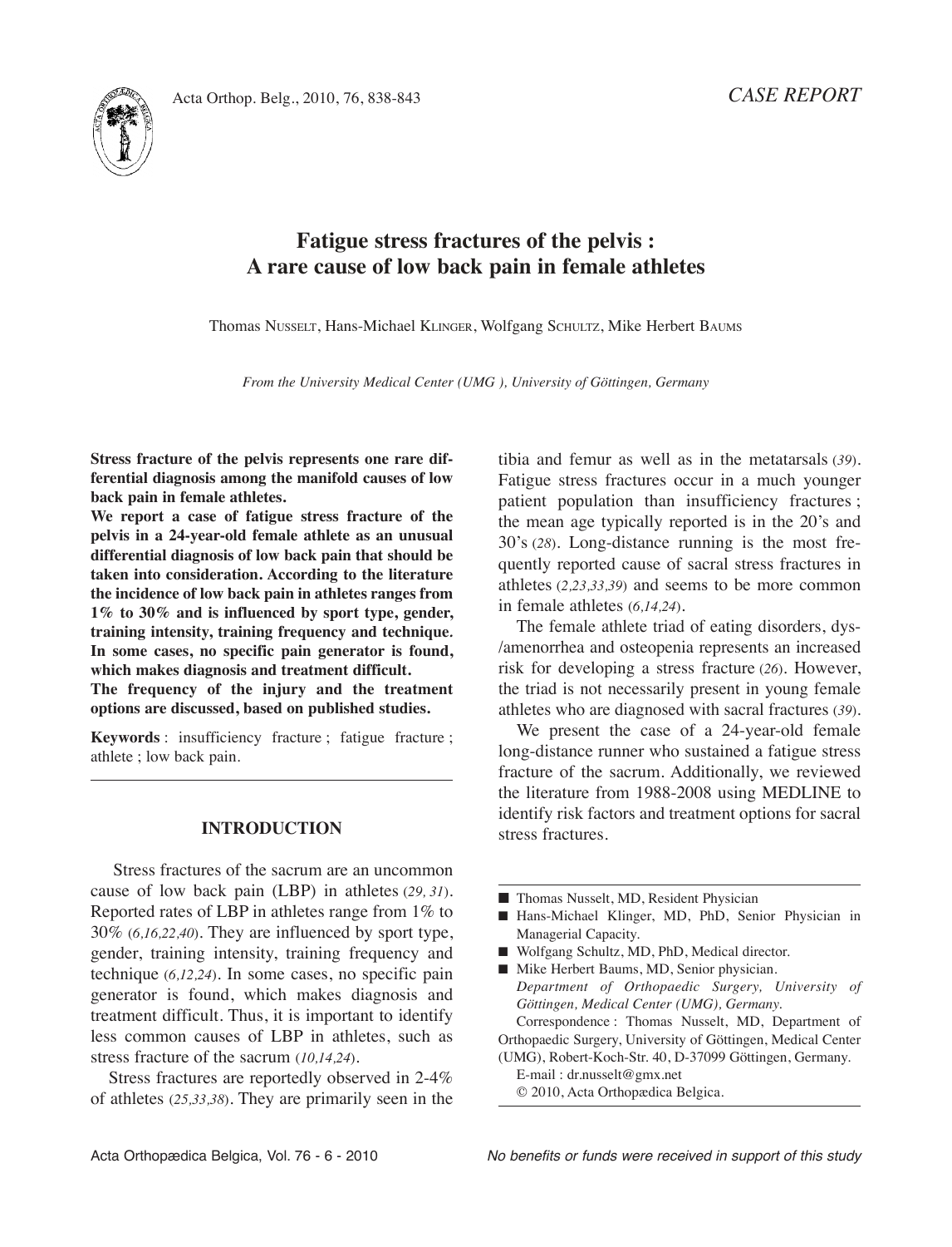*CASE REPORT*

# Fatigue stress fractures of the pelvis : A rare cause of low back pain in female athletes

Thomas NUSSELT, Hans-Michael KLINGER, Wolfgang SCHULTZ, Mike Herbert BAUMS

*From the University Medical Center (UMG ), University of Göttingen, Germany*

**Stress fracture of the pelvis represents one rare differential diagnosis among the manifold causes of low back pain in female athletes.**

**We report a case of fatigue stress fracture of the pelvis in a 24-year-old female athlete as an unusual differential diagnosis of low back pain that should be taken into consideration. According to the literature the incidence of low back pain in athletes ranges from 1% to 30% and is influenced by sport type, gender, training intensity, training frequency and technique. In some cases, no specific pain generator is found, which makes diagnosis and treatment difficult.**

**The frequency of the injury and the treatment options are discussed, based on published studies.**

**Keywords** : insufficiency fracture ; fatigue fracture ; athlete ; low back pain.

## INTRODUCTION

Stress fractures of the sacrum are an uncommon cause of low back pain (LBP) in athletes (*29, 31*). Reported rates of LBP in athletes range from 1% to 30% (*6,16,22,40*). They are influenced by sport type, gender, training intensity, training frequency and technique (*6,12,24*). In some cases, no specific pain generator is found, which makes diagnosis and treatment difficult. Thus, it is important to identify less common causes of LBP in athletes, such as stress fracture of the sacrum (*10,14,24*).

Stress fractures are reportedly observed in 2-4% of athletes (*25,33,38*). They are primarily seen in the tibia and femur as well as in the metatarsals (*39*). Fatigue stress fractures occur in a much younger patient population than insufficiency fractures ; the mean age typically reported is in the 20's and 30's (*28*). Long-distance running is the most frequently reported cause of sacral stress fractures in athletes (*2,23,33,39*) and seems to be more common in female athletes (*6,14,24*).

The female athlete triad of eating disorders, dys-/amenorrhea and osteopenia represents an increased risk for developing a stress fracture (*26*). However, the triad is not necessarily present in young female athletes who are diagnosed with sacral fractures (*39*).

We present the case of a 24-year-old female long-distance runner who sustained a fatigue stress fracture of the sacrum. Additionally, we reviewed the literature from 1988-2008 using MEDLINE to identify risk factors and treatment options for sacral stress fractures.

- Thomas Nusselt, MD, Resident Physician
- Hans-Michael Klinger, MD, PhD, Senior Physician in Managerial Capacity.
- Wolfgang Schultz, MD, PhD, Medical director.
- Mike Herbert Baums, MD, Senior physician.

*Department of Orthopaedic Surgery, University of Göttingen, Medical Center (UMG), Germany.*

Correspondence : Thomas Nusselt, MD, Department of Orthopaedic Surgery, University of Göttingen, Medical Center (UMG), Robert-Koch-Str. 40, D-37099 Göttingen, Germany.

E-mail : dr.nusselt@gmx.net

© 2010, Acta Orthopædica Belgica.

*No benefits or funds were received in support of this study*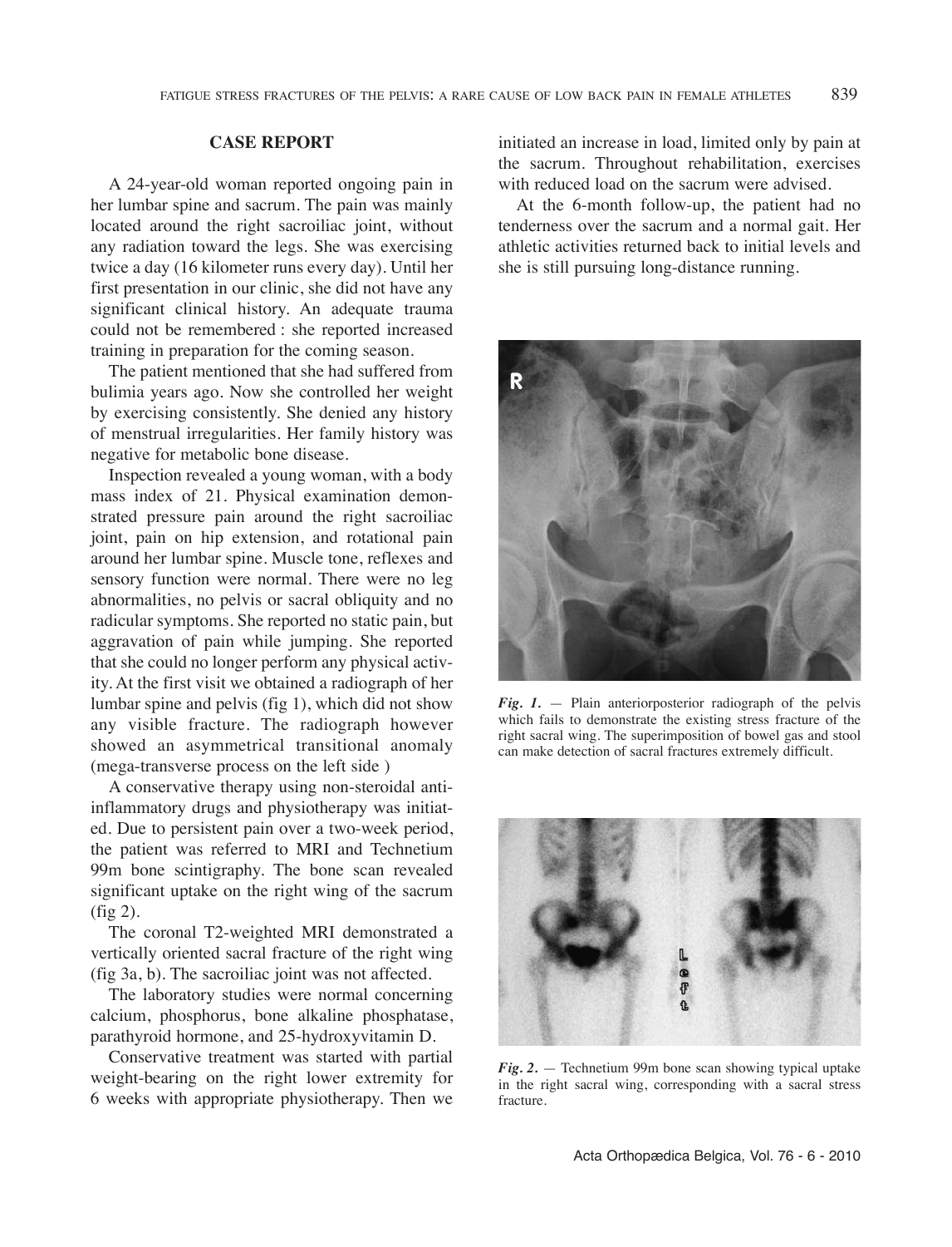## CASE REPORT

A 24-year-old woman reported ongoing pain in her lumbar spine and sacrum. The pain was mainly located around the right sacroiliac joint, without any radiation toward the legs. She was exercising twice a day (16 kilometer runs every day). Until her first presentation in our clinic, she did not have any significant clinical history. An adequate trauma could not be remembered : she reported increased training in preparation for the coming season.

The patient mentioned that she had suffered from bulimia years ago. Now she controlled her weight by exercising consistently. She denied any history of menstrual irregularities. Her family history was negative for metabolic bone disease.

Inspection revealed a young woman, with a body mass index of 21. Physical examination demonstrated pressure pain around the right sacroiliac joint, pain on hip extension, and rotational pain around her lumbar spine. Muscle tone, reflexes and sensory function were normal. There were no leg abnormalities, no pelvis or sacral obliquity and no radicular symptoms. She reported no static pain, but aggravation of pain while jumping. She reported that she could no longer perform any physical activity. At the first visit we obtained a radiograph of her lumbar spine and pelvis (fig 1), which did not show any visible fracture. The radiograph however showed an asymmetrical transitional anomaly (mega-transverse process on the left side )

A conservative therapy using non-steroidal anti-inflammatory drugs and physiotherapy was initiated. Due to persistent pain over a two-week period, the patient was referred to MRI and Technetium 99m bone scintigraphy. The bone scan revealed significant uptake on the right wing of the sacrum (fig 2).

The coronal T2-weighted MRI demonstrated a vertically oriented sacral fracture of the right wing (fig 3a, b). The sacroiliac joint was not affected.

The laboratory studies were normal concerning calcium, phosphorus, bone alkaline phosphatase, parathyroid hormone, and 25-hydroxyvitamin D.

Conservative treatment was started with partial weight-bearing on the right lower extremity for 6 weeks with appropriate physiotherapy. Then we initiated an increase in load, limited only by pain at the sacrum. Throughout rehabilitation, exercises with reduced load on the sacrum were advised.

At the 6-month follow-up, the patient had no tenderness over the sacrum and a normal gait. Her athletic activities returned back to initial levels and she is still pursuing long-distance running.

***Fig. 1.*** — Plain anteriorposterior radiograph of the pelvis which fails to demonstrate the existing stress fracture of the right sacral wing. The superimposition of bowel gas and stool can make detection of sacral fractures extremely difficult.

***Fig. 2.*** — Technetium 99m bone scan showing typical uptake in the right sacral wing, corresponding with a sacral stress fracture.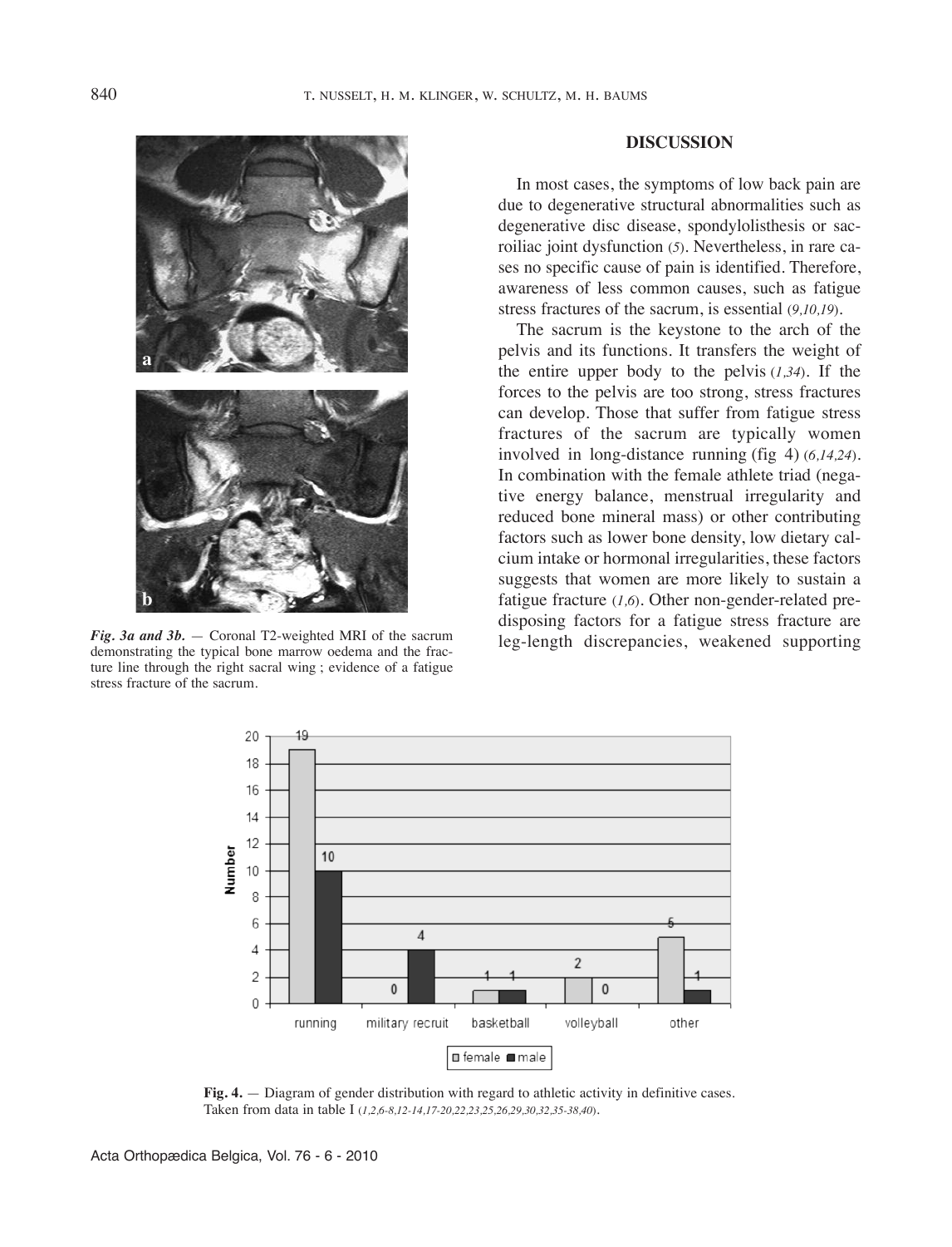*Fig. 3a and 3b.* — Coronal T2-weighted MRI of the sacrum demonstrating the typical bone marrow oedema and the fracture line through the right sacral wing ; evidence of a fatigue stress fracture of the sacrum.

## DISCUSSION

In most cases, the symptoms of low back pain are due to degenerative structural abnormalities such as degenerative disc disease, spondylolisthesis or sacroiliac joint dysfunction (5). Nevertheless, in rare cases no specific cause of pain is identified. Therefore, awareness of less common causes, such as fatigue stress fractures of the sacrum, is essential (9,10,19).

The sacrum is the keystone to the arch of the pelvis and its functions. It transfers the weight of the entire upper body to the pelvis (1,34). If the forces to the pelvis are too strong, stress fractures can develop. Those that suffer from fatigue stress fractures of the sacrum are typically women involved in long-distance running (fig 4) (6,14,24). In combination with the female athlete triad (negative energy balance, menstrual irregularity and reduced bone mineral mass) or other contributing factors such as lower bone density, low dietary calcium intake or hormonal irregularities, these factors suggests that women are more likely to sustain a fatigue fracture (1,6). Other non-gender-related predisposing factors for a fatigue stress fracture are leg-length discrepancies, weakened supporting

**Fig. 4.** — Diagram of gender distribution with regard to athletic activity in definitive cases. Taken from data in table I (1,2,6-8,12-14,17-20,22,23,25,26,29,30,32,35-38,40).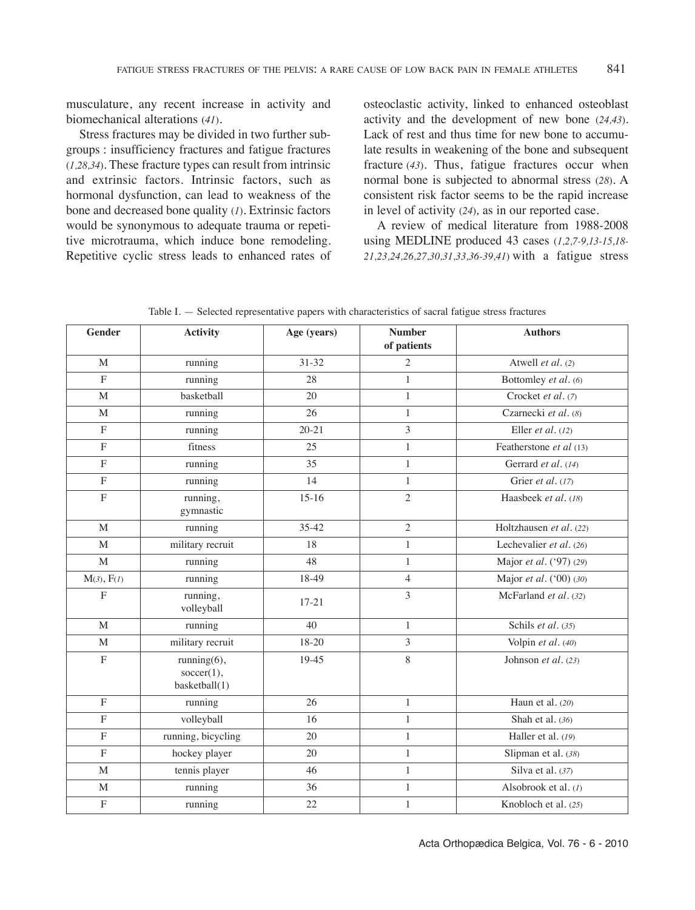musculature, any recent increase in activity and biomechanical alterations (41).

Stress fractures may be divided in two further subgroups : insufficiency fractures and fatigue fractures (1,28,34). These fracture types can result from intrinsic and extrinsic factors. Intrinsic factors, such as hormonal dysfunction, can lead to weakness of the bone and decreased bone quality (1). Extrinsic factors would be synonymous to adequate trauma or repetitive microtrauma, which induce bone remodeling. Repetitive cyclic stress leads to enhanced rates of osteoclastic activity, linked to enhanced osteoblast activity and the development of new bone (24,43). Lack of rest and thus time for new bone to accumulate results in weakening of the bone and subsequent fracture (43). Thus, fatigue fractures occur when normal bone is subjected to abnormal stress (28). A consistent risk factor seems to be the rapid increase in level of activity (24), as in our reported case.

A review of medical literature from 1988-2008 using MEDLINE produced 43 cases (1,2,7-9,13-15,18-21,23,24,26,27,30,31,33,36-39,41) with a fatigue stress

Table I. — Selected representative papers with characteristics of sacral fatigue stress fractures

| Gender | Activity | Age (years) | Number of patients | Authors |
|---|---|---|---|---|
| M | running | 31-32 | 2 | Atwell *et al.* (2) |
| F | running | 28 | 1 | Bottomley *et al.* (6) |
| M | basketball | 20 | 1 | Crocket *et al.* (7) |
| M | running | 26 | 1 | Czarnecki *et al.* (8) |
| F | running | 20-21 | 3 | Eller *et al.* (12) |
| F | fitness | 25 | 1 | Featherstone *et al* (13) |
| F | running | 35 | 1 | Gerrard *et al.* (14) |
| F | running | 14 | 1 | Grier *et al.* (17) |
| F | running, gymnastic | 15-16 | 2 | Haasbeek *et al.* (18) |
| M | running | 35-42 | 2 | Holtzhausen *et al.* (22) |
| M | military recruit | 18 | 1 | Lechevalier *et al.* (26) |
| M | running | 48 | 1 | Major *et al.* ('97) (29) |
| M(3), F(1) | running | 18-49 | 4 | Major *et al.* ('00) (30) |
| F | running, volleyball | 17-21 | 3 | McFarland *et al.* (32) |
| M | running | 40 | 1 | Schils *et al.* (35) |
| M | military recruit | 18-20 | 3 | Volpin *et al.* (40) |
| F | running(6), soccer(1), basketball(1) | 19-45 | 8 | Johnson *et al.* (23) |
| F | running | 26 | 1 | Haun et al. (20) |
| F | volleyball | 16 | 1 | Shah et al. (36) |
| F | running, bicycling | 20 | 1 | Haller et al. (19) |
| F | hockey player | 20 | 1 | Slipman et al. (38) |
| M | tennis player | 46 | 1 | Silva et al. (37) |
| M | running | 36 | 1 | Alsobrook et al. (1) |
| F | running | 22 | 1 | Knobloch et al. (25) |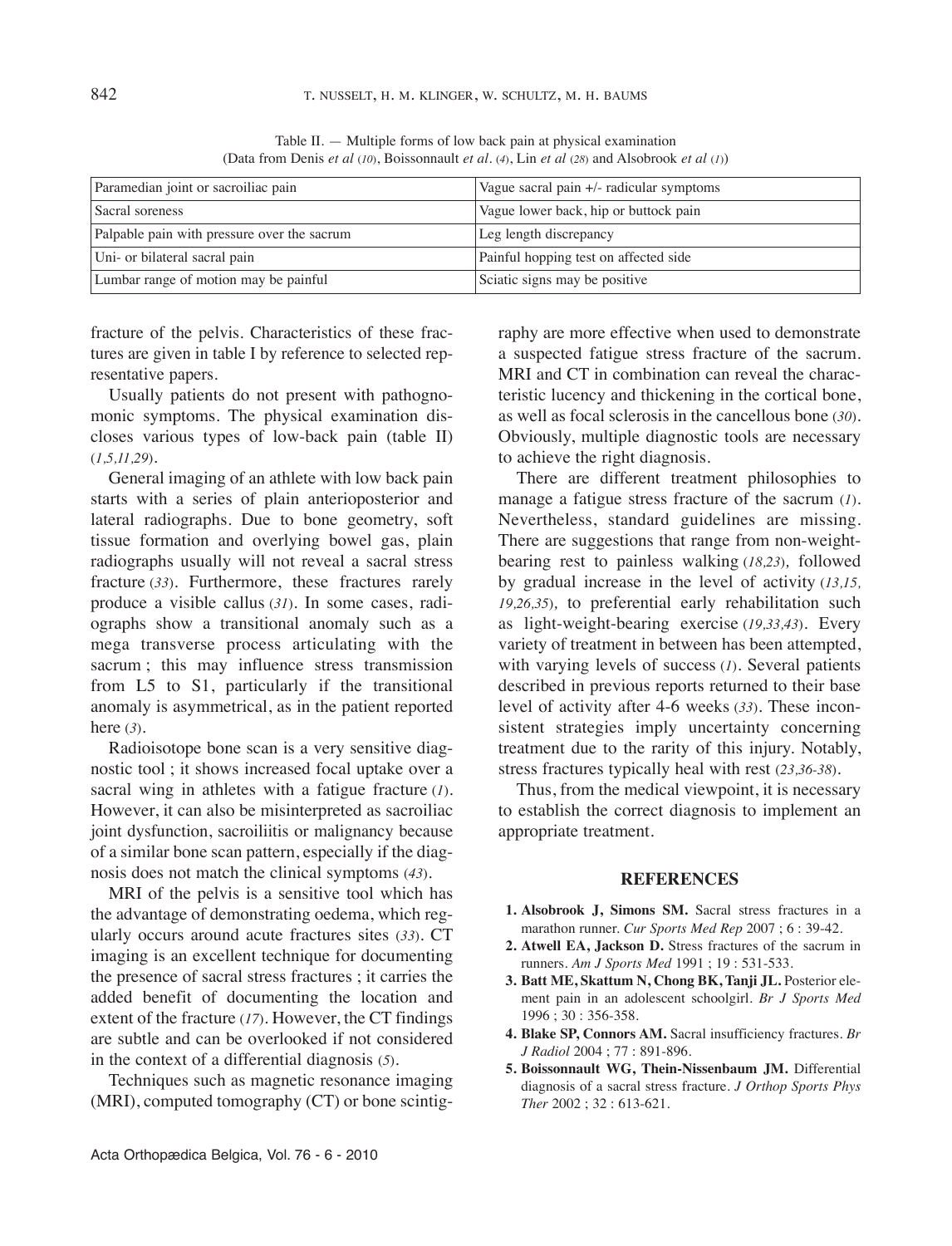Table II. — Multiple forms of low back pain at physical examination
(Data from Denis *et al* (10), Boissonnault *et al.* (4), Lin *et al* (28) and Alsobrook *et al* (1))

| Paramedian joint or sacroiliac pain | Vague sacral pain +/- radicular symptoms |
|---|---|
| Sacral soreness | Vague lower back, hip or buttock pain |
| Palpable pain with pressure over the sacrum | Leg length discrepancy |
| Uni- or bilateral sacral pain | Painful hopping test on affected side |
| Lumbar range of motion may be painful | Sciatic signs may be positive |

fracture of the pelvis. Characteristics of these fractures are given in table I by reference to selected representative papers.

Usually patients do not present with pathognomonic symptoms. The physical examination discloses various types of low-back pain (table II) (*1,5,11,29*).

General imaging of an athlete with low back pain starts with a series of plain anterioposterior and lateral radiographs. Due to bone geometry, soft tissue formation and overlying bowel gas, plain radiographs usually will not reveal a sacral stress fracture (*33*). Furthermore, these fractures rarely produce a visible callus (*31*). In some cases, radiographs show a transitional anomaly such as a mega transverse process articulating with the sacrum ; this may influence stress transmission from L5 to S1, particularly if the transitional anomaly is asymmetrical, as in the patient reported here (*3*).

Radioisotope bone scan is a very sensitive diagnostic tool ; it shows increased focal uptake over a sacral wing in athletes with a fatigue fracture (*1*). However, it can also be misinterpreted as sacroiliac joint dysfunction, sacroiliitis or malignancy because of a similar bone scan pattern, especially if the diagnosis does not match the clinical symptoms (*43*).

MRI of the pelvis is a sensitive tool which has the advantage of demonstrating oedema, which regularly occurs around acute fractures sites (*33*). CT imaging is an excellent technique for documenting the presence of sacral stress fractures ; it carries the added benefit of documenting the location and extent of the fracture (*17*). However, the CT findings are subtle and can be overlooked if not considered in the context of a differential diagnosis (*5*).

Techniques such as magnetic resonance imaging (MRI), computed tomography (CT) or bone scintigraphy are more effective when used to demonstrate a suspected fatigue stress fracture of the sacrum. MRI and CT in combination can reveal the characteristic lucency and thickening in the cortical bone, as well as focal sclerosis in the cancellous bone (*30*). Obviously, multiple diagnostic tools are necessary to achieve the right diagnosis.

There are different treatment philosophies to manage a fatigue stress fracture of the sacrum (*1*). Nevertheless, standard guidelines are missing. There are suggestions that range from non-weight-bearing rest to painless walking (*18,23*), followed by gradual increase in the level of activity (*13,15, 19,26,35*), to preferential early rehabilitation such as light-weight-bearing exercise (*19,33,43*). Every variety of treatment in between has been attempted, with varying levels of success (*1*). Several patients described in previous reports returned to their base level of activity after 4-6 weeks (*33*). These inconsistent strategies imply uncertainty concerning treatment due to the rarity of this injury. Notably, stress fractures typically heal with rest (*23,36-38*).

Thus, from the medical viewpoint, it is necessary to establish the correct diagnosis to implement an appropriate treatment.

## REFERENCES

1. **Alsobrook J, Simons SM.** Sacral stress fractures in a marathon runner. *Cur Sports Med Rep* 2007 ; 6 : 39-42.
2. **Atwell EA, Jackson D.** Stress fractures of the sacrum in runners. *Am J Sports Med* 1991 ; 19 : 531-533.
3. **Batt ME, Skattum N, Chong BK, Tanji JL.** Posterior element pain in an adolescent schoolgirl. *Br J Sports Med* 1996 ; 30 : 356-358.
4. **Blake SP, Connors AM.** Sacral insufficiency fractures. *Br J Radiol* 2004 ; 77 : 891-896.
5. **Boissonnault WG, Thein-Nissenbaum JM.** Differential diagnosis of a sacral stress fracture. *J Orthop Sports Phys Ther* 2002 ; 32 : 613-621.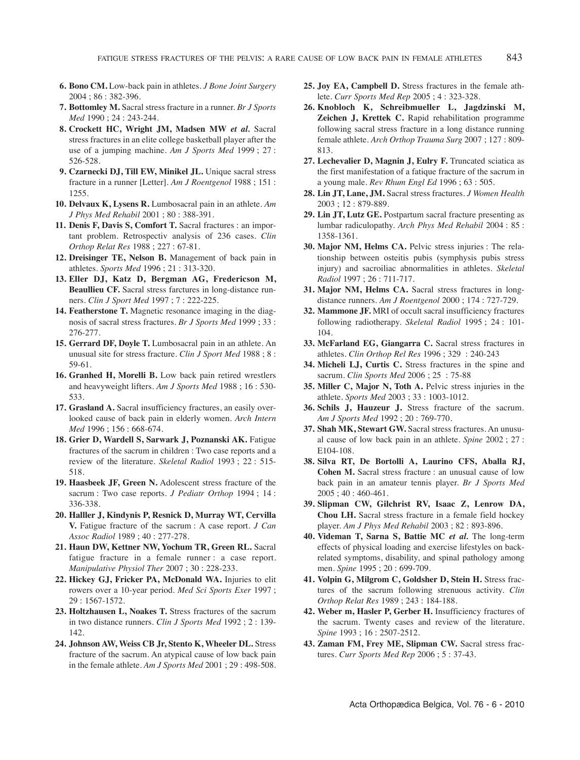6. **Bono CM.** Low-back pain in athletes. *J Bone Joint Surgery* 2004 ; 86 : 382-396.
7. **Bottomley M.** Sacral stress fracture in a runner. *Br J Sports Med* 1990 ; 24 : 243-244.
8. **Crockett HC, Wright JM, Madsen MW *et al.*** Sacral stress fractures in an elite college basketball player after the use of a jumping machine. *Am J Sports Med* 1999 ; 27 : 526-528.
9. **Czarnecki DJ, Till EW, Minikel JL.** Unique sacral stress fracture in a runner [Letter]. *Am J Roentgenol* 1988 ; 151 : 1255.
10. **Delvaux K, Lysens R.** Lumbosacral pain in an athlete. *Am J Phys Med Rehabil* 2001 ; 80 : 388-391.
11. **Denis F, Davis S, Comfort T.** Sacral fractures : an important problem. Retrospectiv analysis of 236 cases. *Clin Orthop Relat Res* 1988 ; 227 : 67-81.
12. **Dreisinger TE, Nelson B.** Management of back pain in athletes. *Sports Med* 1996 ; 21 : 313-320.
13. **Eller DJ, Katz D, Bergman AG, Fredericson M, Beaullieu CF.** Sacral stress farctures in long-distance runners. *Clin J Sport Med* 1997 ; 7 : 222-225.
14. **Featherstone T.** Magnetic resonance imaging in the diagnosis of sacral stress fractures. *Br J Sports Med* 1999 ; 33 : 276-277.
15. **Gerrard DF, Doyle T.** Lumbosacral pain in an athlete. An unusual site for stress fracture. *Clin J Sport Med* 1988 ; 8 : 59-61.
16. **Granhed H, Morelli B.** Low back pain retired wrestlers and heavyweight lifters. *Am J Sports Med* 1988 ; 16 : 530-533.
17. **Grasland A.** Sacral insufficiency fractures, an easily overlooked cause of back pain in elderly women. *Arch Intern Med* 1996 ; 156 : 668-674.
18. **Grier D, Wardell S, Sarwark J, Poznanski AK.** Fatigue fractures of the sacrum in children : Two case reports and a review of the literature. *Skeletal Radiol* 1993 ; 22 : 515-518.
19. **Haasbeek JF, Green N.** Adolescent stress fracture of the sacrum : Two case reports. *J Pediatr Orthop* 1994 ; 14 : 336-338.
20. **Hallier J, Kindynis P, Resnick D, Murray WT, Cervilla V.** Fatigue fracture of the sacrum : A case report. *J Can Assoc Radiol* 1989 ; 40 : 277-278.
21. **Haun DW, Kettner NW, Yochum TR, Green RL.** Sacral fatigue fracture in a female runner : a case report. *Manipulative Physiol Ther* 2007 ; 30 : 228-233.
22. **Hickey GJ, Fricker PA, McDonald WA.** Injuries to elit rowers over a 10-year period. *Med Sci Sports Exer* 1997 ; 29 : 1567-1572.
23. **Holtzhausen L, Noakes T.** Stress fractures of the sacrum in two distance runners. *Clin J Sports Med* 1992 ; 2 : 139-142.
24. **Johnson AW, Weiss CB Jr, Stento K, Wheeler DL.** Stress fracture of the sacrum. An atypical cause of low back pain in the female athlete. *Am J Sports Med* 2001 ; 29 : 498-508.
25. **Joy EA, Campbell D.** Stress fractures in the female athlete. *Curr Sports Med Rep* 2005 ; 4 : 323-328.
26. **Knobloch K, Schreibmueller L, Jagdzinski M, Zeichen J, Krettek C.** Rapid rehabilitation programme following sacral stress fracture in a long distance running female athlete. *Arch Orthop Trauma Surg* 2007 ; 127 : 809-813.
27. **Lechevalier D, Magnin J, Eulry F.** Truncated sciatica as the first manifestation of a fatique fracture of the sacrum in a young male. *Rev Rhum Engl Ed* 1996 ; 63 : 505.
28. **Lin JT, Lane, JM.** Sacral stress fractures. *J Women Health* 2003 ; 12 : 879-889.
29. **Lin JT, Lutz GE.** Postpartum sacral fracture presenting as lumbar radiculopathy. *Arch Phys Med Rehabil* 2004 : 85 : 1358-1361.
30. **Major NM, Helms CA.** Pelvic stress injuries : The relationship between osteitis pubis (symphysis pubis stress injury) and sacroiliac abnormalities in athletes. *Skeletal Radiol* 1997 ; 26 : 711-717.
31. **Major NM, Helms CA.** Sacral stress fractures in long-distance runners. *Am J Roentgenol* 2000 ; 174 : 727-729.
32. **Mammone JF.** MRI of occult sacral insufficiency fractures following radiotherapy. *Skeletal Radiol* 1995 ; 24 : 101-104.
33. **McFarland EG, Giangarra C.** Sacral stress fractures in athletes. *Clin Orthop Rel Res* 1996 ; 329 : 240-243
34. **Micheli LJ, Curtis C.** Stress fractures in the spine and sacrum. *Clin Sports Med* 2006 ; 25 : 75-88
35. **Miller C, Major N, Toth A.** Pelvic stress injuries in the athlete. *Sports Med* 2003 ; 33 : 1003-1012.
36. **Schils J, Hauzeur J.** Stress fracture of the sacrum. *Am J Sports Med* 1992 ; 20 : 769-770.
37. **Shah MK, Stewart GW.** Sacral stress fractures. An unusual cause of low back pain in an athlete. *Spine* 2002 ; 27 : E104-108.
38. **Silva RT, De Bortolli A, Laurino CFS, Aballa RJ, Cohen M.** Sacral stress fracture : an unusual cause of low back pain in an amateur tennis player. *Br J Sports Med* 2005 ; 40 : 460-461.
39. **Slipman CW, Gilchrist RV, Isaac Z, Lenrow DA, Chou LH.** Sacral stress fracture in a female field hockey player. *Am J Phys Med Rehabil* 2003 ; 82 : 893-896.
40. **Videman T, Sarna S, Battie MC *et al.*** The long-term effects of physical loading and exercise lifestyles on back-related symptoms, disability, and spinal pathology among men. *Spine* 1995 ; 20 : 699-709.
41. **Volpin G, Milgrom C, Goldsher D, Stein H.** Stress fractures of the sacrum following strenuous activity. *Clin Orthop Relat Res* 1989 ; 243 : 184-188.
42. **Weber m, Hasler P, Gerber H.** Insufficiency fractures of the sacrum. Twenty cases and review of the literature. *Spine* 1993 ; 16 : 2507-2512.
43. **Zaman FM, Frey ME, Slipman CW.** Sacral stress fractures. *Curr Sports Med Rep* 2006 ; 5 : 37-43.